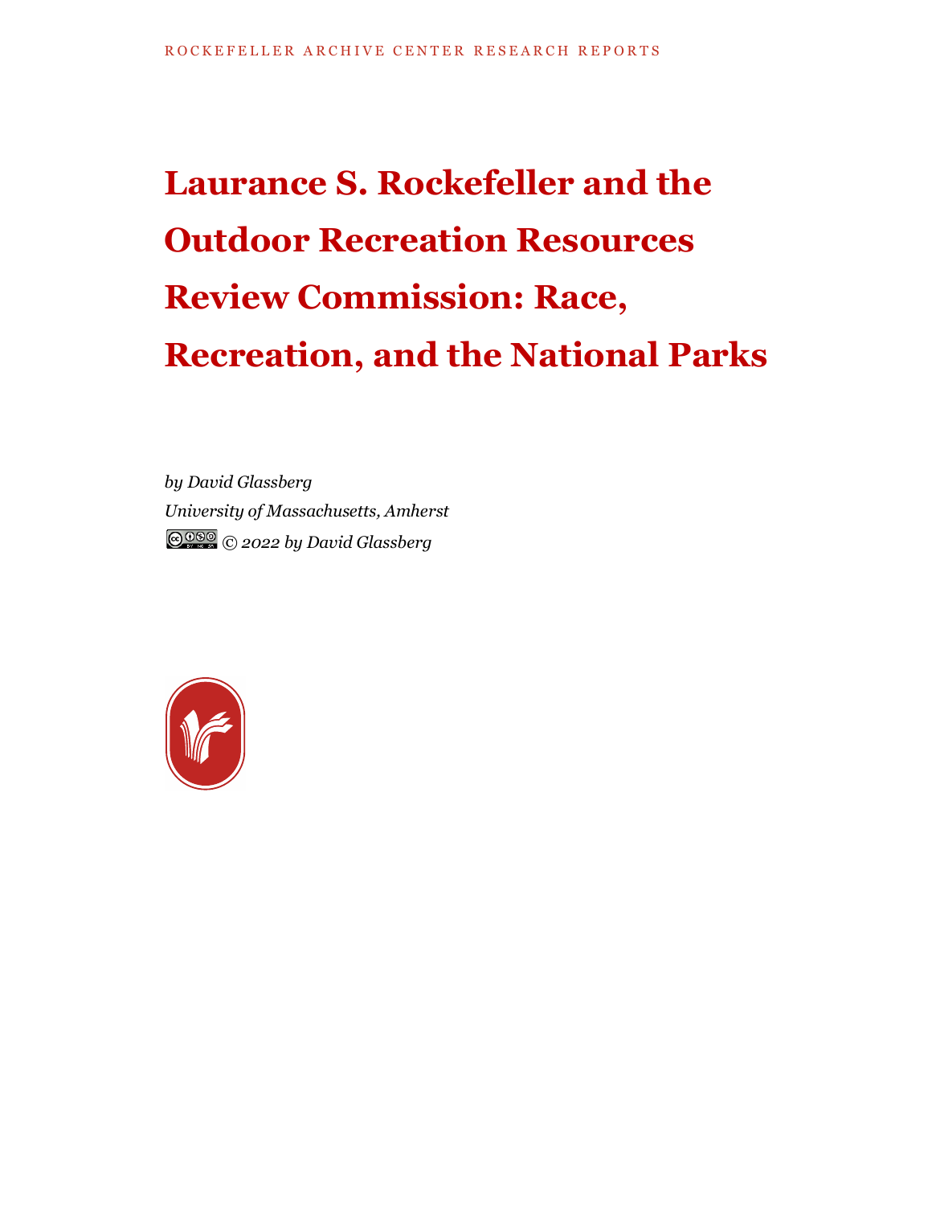ROCKEFELLER ARCHIVE CENTER RESEARCH REPORTS

# Laurance S. Rockefeller and the Outdoor Recreation Resources Review Commission: Race, Recreation, and the National Parks

*by David Glassberg*
*University of Massachusetts, Amherst*
*© 2022 by David Glassberg*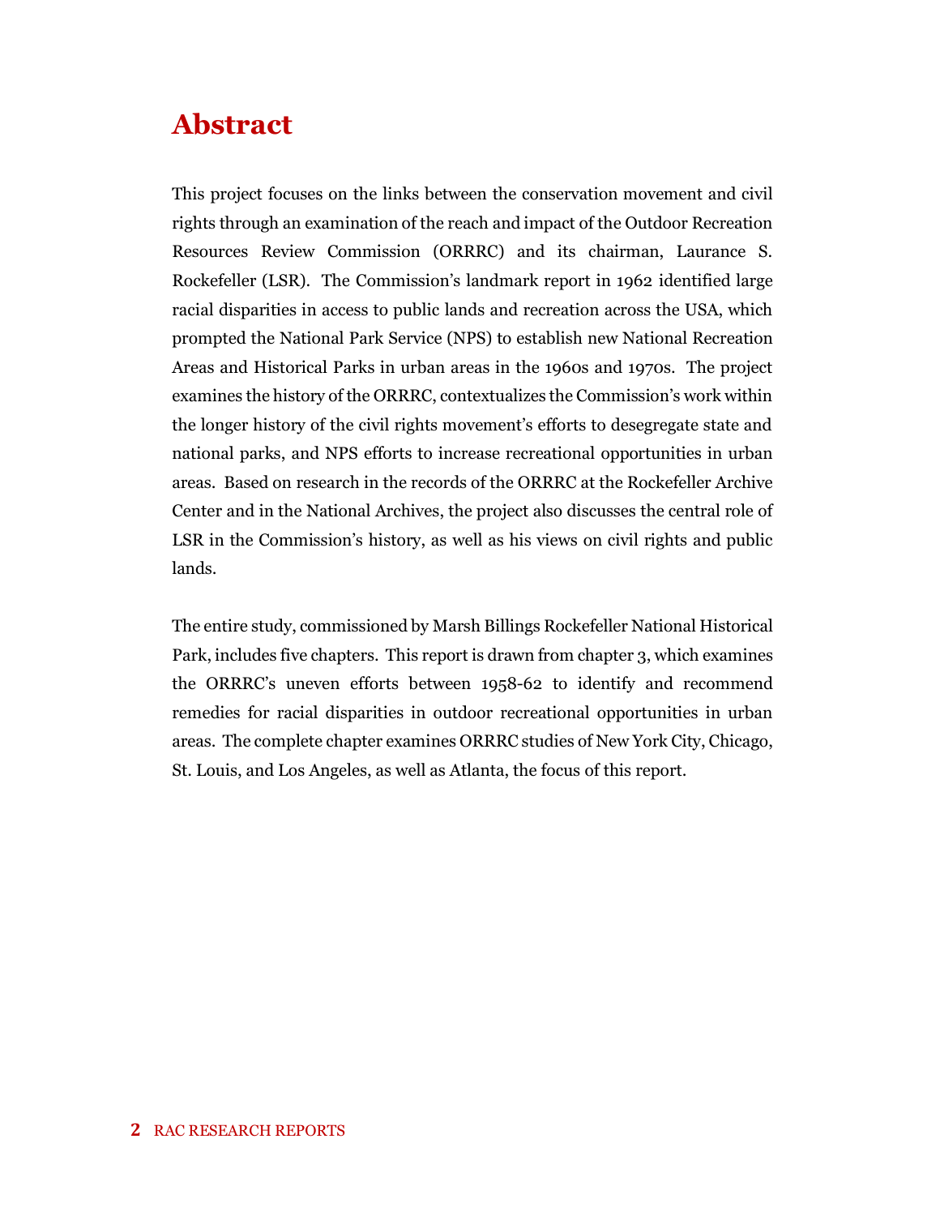# Abstract

This project focuses on the links between the conservation movement and civil rights through an examination of the reach and impact of the Outdoor Recreation Resources Review Commission (ORRRC) and its chairman, Laurance S. Rockefeller (LSR). The Commission's landmark report in 1962 identified large racial disparities in access to public lands and recreation across the USA, which prompted the National Park Service (NPS) to establish new National Recreation Areas and Historical Parks in urban areas in the 1960s and 1970s. The project examines the history of the ORRRC, contextualizes the Commission's work within the longer history of the civil rights movement's efforts to desegregate state and national parks, and NPS efforts to increase recreational opportunities in urban areas. Based on research in the records of the ORRRC at the Rockefeller Archive Center and in the National Archives, the project also discusses the central role of LSR in the Commission's history, as well as his views on civil rights and public lands.

The entire study, commissioned by Marsh Billings Rockefeller National Historical Park, includes five chapters. This report is drawn from chapter 3, which examines the ORRRC's uneven efforts between 1958-62 to identify and recommend remedies for racial disparities in outdoor recreational opportunities in urban areas. The complete chapter examines ORRRC studies of New York City, Chicago, St. Louis, and Los Angeles, as well as Atlanta, the focus of this report.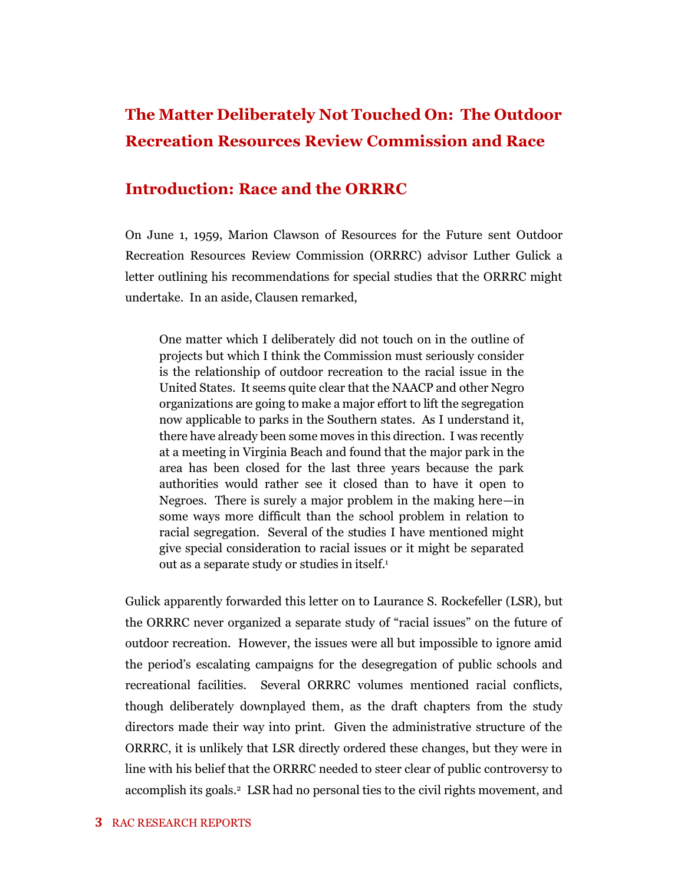# The Matter Deliberately Not Touched On: The Outdoor Recreation Resources Review Commission and Race

## Introduction: Race and the ORRRC

On June 1, 1959, Marion Clawson of Resources for the Future sent Outdoor Recreation Resources Review Commission (ORRRC) advisor Luther Gulick a letter outlining his recommendations for special studies that the ORRRC might undertake. In an aside, Clausen remarked,

> One matter which I deliberately did not touch on in the outline of projects but which I think the Commission must seriously consider is the relationship of outdoor recreation to the racial issue in the United States. It seems quite clear that the NAACP and other Negro organizations are going to make a major effort to lift the segregation now applicable to parks in the Southern states. As I understand it, there have already been some moves in this direction. I was recently at a meeting in Virginia Beach and found that the major park in the area has been closed for the last three years because the park authorities would rather see it closed than to have it open to Negroes. There is surely a major problem in the making here—in some ways more difficult than the school problem in relation to racial segregation. Several of the studies I have mentioned might give special consideration to racial issues or it might be separated out as a separate study or studies in itself.[1]

Gulick apparently forwarded this letter on to Laurance S. Rockefeller (LSR), but the ORRRC never organized a separate study of "racial issues" on the future of outdoor recreation. However, the issues were all but impossible to ignore amid the period's escalating campaigns for the desegregation of public schools and recreational facilities. Several ORRRC volumes mentioned racial conflicts, though deliberately downplayed them, as the draft chapters from the study directors made their way into print. Given the administrative structure of the ORRRC, it is unlikely that LSR directly ordered these changes, but they were in line with his belief that the ORRRC needed to steer clear of public controversy to accomplish its goals.[2] LSR had no personal ties to the civil rights movement, and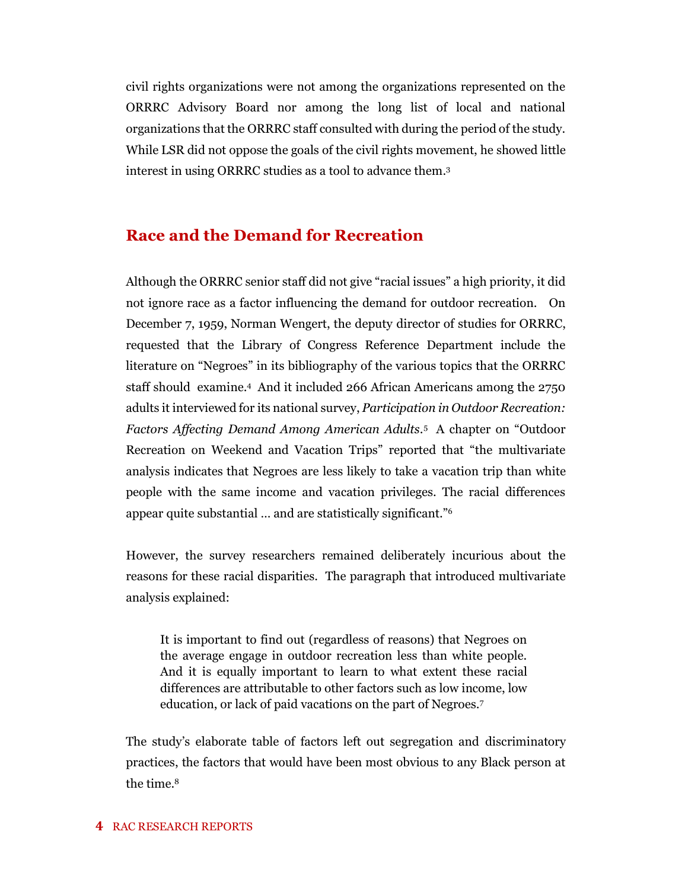civil rights organizations were not among the organizations represented on the ORRRC Advisory Board nor among the long list of local and national organizations that the ORRRC staff consulted with during the period of the study. While LSR did not oppose the goals of the civil rights movement, he showed little interest in using ORRRC studies as a tool to advance them.[3]

## Race and the Demand for Recreation

Although the ORRRC senior staff did not give "racial issues" a high priority, it did not ignore race as a factor influencing the demand for outdoor recreation. On December 7, 1959, Norman Wengert, the deputy director of studies for ORRRC, requested that the Library of Congress Reference Department include the literature on "Negroes" in its bibliography of the various topics that the ORRRC staff should examine.[4] And it included 266 African Americans among the 2750 adults it interviewed for its national survey, *Participation in Outdoor Recreation: Factors Affecting Demand Among American Adults*.[5] A chapter on "Outdoor Recreation on Weekend and Vacation Trips" reported that "the multivariate analysis indicates that Negroes are less likely to take a vacation trip than white people with the same income and vacation privileges. The racial differences appear quite substantial … and are statistically significant."[6]

However, the survey researchers remained deliberately incurious about the reasons for these racial disparities. The paragraph that introduced multivariate analysis explained:

> It is important to find out (regardless of reasons) that Negroes on the average engage in outdoor recreation less than white people. And it is equally important to learn to what extent these racial differences are attributable to other factors such as low income, low education, or lack of paid vacations on the part of Negroes.[7]

The study's elaborate table of factors left out segregation and discriminatory practices, the factors that would have been most obvious to any Black person at the time.[8]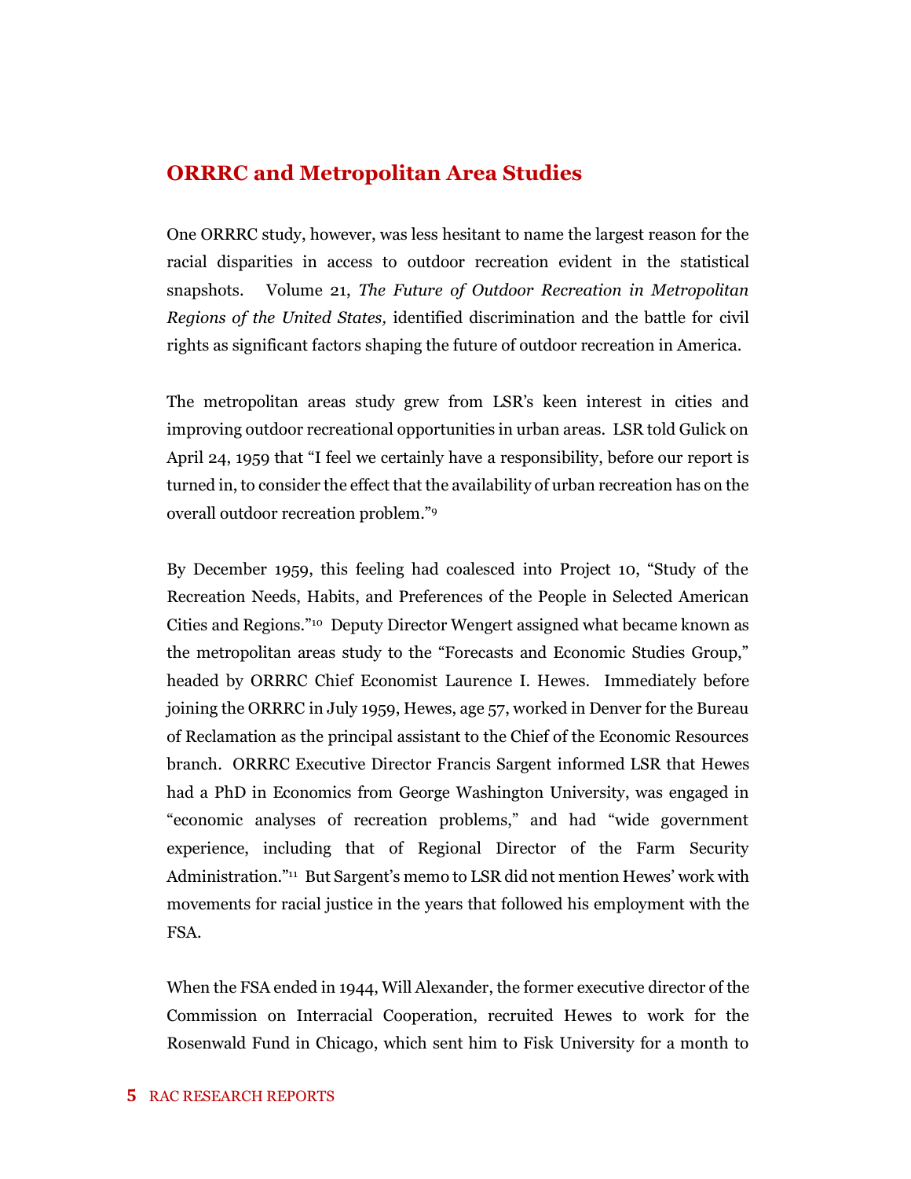## ORRRC and Metropolitan Area Studies

One ORRRC study, however, was less hesitant to name the largest reason for the racial disparities in access to outdoor recreation evident in the statistical snapshots. Volume 21, *The Future of Outdoor Recreation in Metropolitan Regions of the United States,* identified discrimination and the battle for civil rights as significant factors shaping the future of outdoor recreation in America.

The metropolitan areas study grew from LSR's keen interest in cities and improving outdoor recreational opportunities in urban areas. LSR told Gulick on April 24, 1959 that "I feel we certainly have a responsibility, before our report is turned in, to consider the effect that the availability of urban recreation has on the overall outdoor recreation problem."[9]

By December 1959, this feeling had coalesced into Project 10, "Study of the Recreation Needs, Habits, and Preferences of the People in Selected American Cities and Regions."[10] Deputy Director Wengert assigned what became known as the metropolitan areas study to the "Forecasts and Economic Studies Group," headed by ORRRC Chief Economist Laurence I. Hewes. Immediately before joining the ORRRC in July 1959, Hewes, age 57, worked in Denver for the Bureau of Reclamation as the principal assistant to the Chief of the Economic Resources branch. ORRRC Executive Director Francis Sargent informed LSR that Hewes had a PhD in Economics from George Washington University, was engaged in "economic analyses of recreation problems," and had "wide government experience, including that of Regional Director of the Farm Security Administration."[11] But Sargent's memo to LSR did not mention Hewes' work with movements for racial justice in the years that followed his employment with the FSA.

When the FSA ended in 1944, Will Alexander, the former executive director of the Commission on Interracial Cooperation, recruited Hewes to work for the Rosenwald Fund in Chicago, which sent him to Fisk University for a month to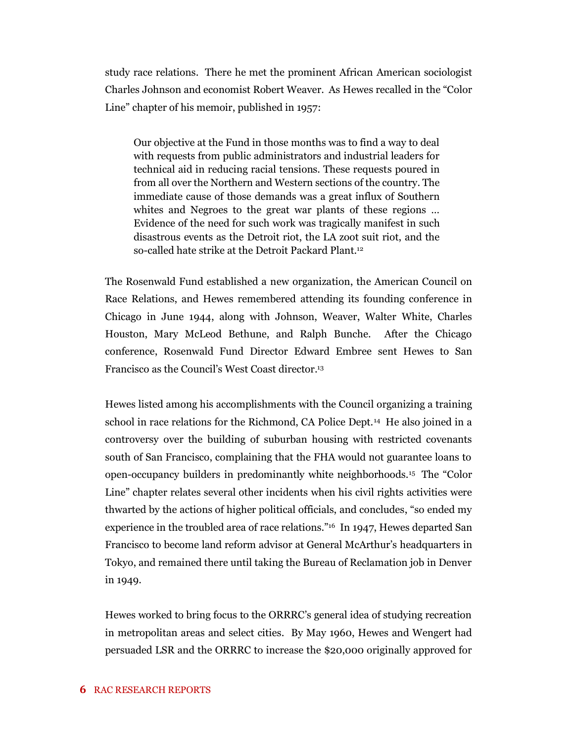study race relations. There he met the prominent African American sociologist Charles Johnson and economist Robert Weaver. As Hewes recalled in the "Color Line" chapter of his memoir, published in 1957:

> Our objective at the Fund in those months was to find a way to deal with requests from public administrators and industrial leaders for technical aid in reducing racial tensions. These requests poured in from all over the Northern and Western sections of the country. The immediate cause of those demands was a great influx of Southern whites and Negroes to the great war plants of these regions … Evidence of the need for such work was tragically manifest in such disastrous events as the Detroit riot, the LA zoot suit riot, and the so-called hate strike at the Detroit Packard Plant.[12]

The Rosenwald Fund established a new organization, the American Council on Race Relations, and Hewes remembered attending its founding conference in Chicago in June 1944, along with Johnson, Weaver, Walter White, Charles Houston, Mary McLeod Bethune, and Ralph Bunche. After the Chicago conference, Rosenwald Fund Director Edward Embree sent Hewes to San Francisco as the Council's West Coast director.[13]

Hewes listed among his accomplishments with the Council organizing a training school in race relations for the Richmond, CA Police Dept.[14] He also joined in a controversy over the building of suburban housing with restricted covenants south of San Francisco, complaining that the FHA would not guarantee loans to open-occupancy builders in predominantly white neighborhoods.[15] The "Color Line" chapter relates several other incidents when his civil rights activities were thwarted by the actions of higher political officials, and concludes, "so ended my experience in the troubled area of race relations."[16] In 1947, Hewes departed San Francisco to become land reform advisor at General McArthur's headquarters in Tokyo, and remained there until taking the Bureau of Reclamation job in Denver in 1949.

Hewes worked to bring focus to the ORRRC's general idea of studying recreation in metropolitan areas and select cities. By May 1960, Hewes and Wengert had persuaded LSR and the ORRRC to increase the $20,000 originally approved for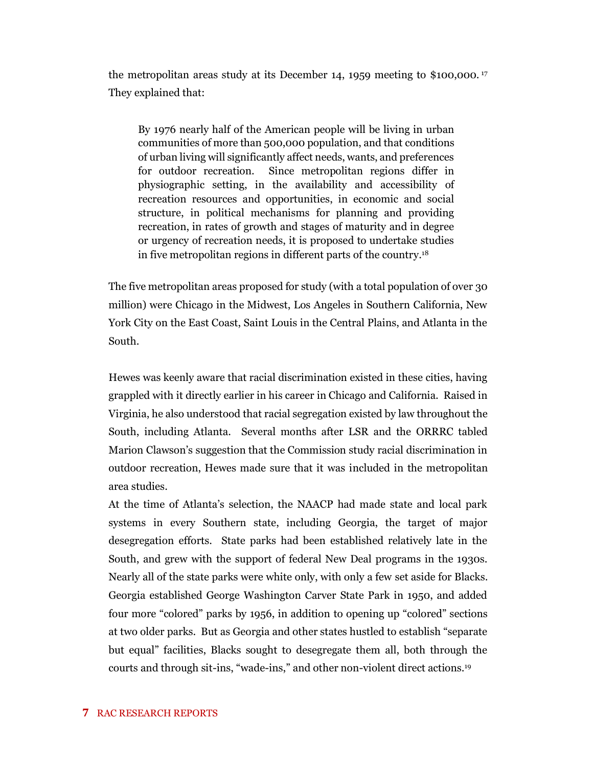the metropolitan areas study at its December 14, 1959 meeting to $100,000.[17] They explained that:

> By 1976 nearly half of the American people will be living in urban communities of more than 500,000 population, and that conditions of urban living will significantly affect needs, wants, and preferences for outdoor recreation. Since metropolitan regions differ in physiographic setting, in the availability and accessibility of recreation resources and opportunities, in economic and social structure, in political mechanisms for planning and providing recreation, in rates of growth and stages of maturity and in degree or urgency of recreation needs, it is proposed to undertake studies in five metropolitan regions in different parts of the country.[18]

The five metropolitan areas proposed for study (with a total population of over 30 million) were Chicago in the Midwest, Los Angeles in Southern California, New York City on the East Coast, Saint Louis in the Central Plains, and Atlanta in the South.

Hewes was keenly aware that racial discrimination existed in these cities, having grappled with it directly earlier in his career in Chicago and California. Raised in Virginia, he also understood that racial segregation existed by law throughout the South, including Atlanta. Several months after LSR and the ORRRC tabled Marion Clawson's suggestion that the Commission study racial discrimination in outdoor recreation, Hewes made sure that it was included in the metropolitan area studies.

At the time of Atlanta's selection, the NAACP had made state and local park systems in every Southern state, including Georgia, the target of major desegregation efforts. State parks had been established relatively late in the South, and grew with the support of federal New Deal programs in the 1930s. Nearly all of the state parks were white only, with only a few set aside for Blacks. Georgia established George Washington Carver State Park in 1950, and added four more "colored" parks by 1956, in addition to opening up "colored" sections at two older parks. But as Georgia and other states hustled to establish "separate but equal" facilities, Blacks sought to desegregate them all, both through the courts and through sit-ins, "wade-ins," and other non-violent direct actions.[19]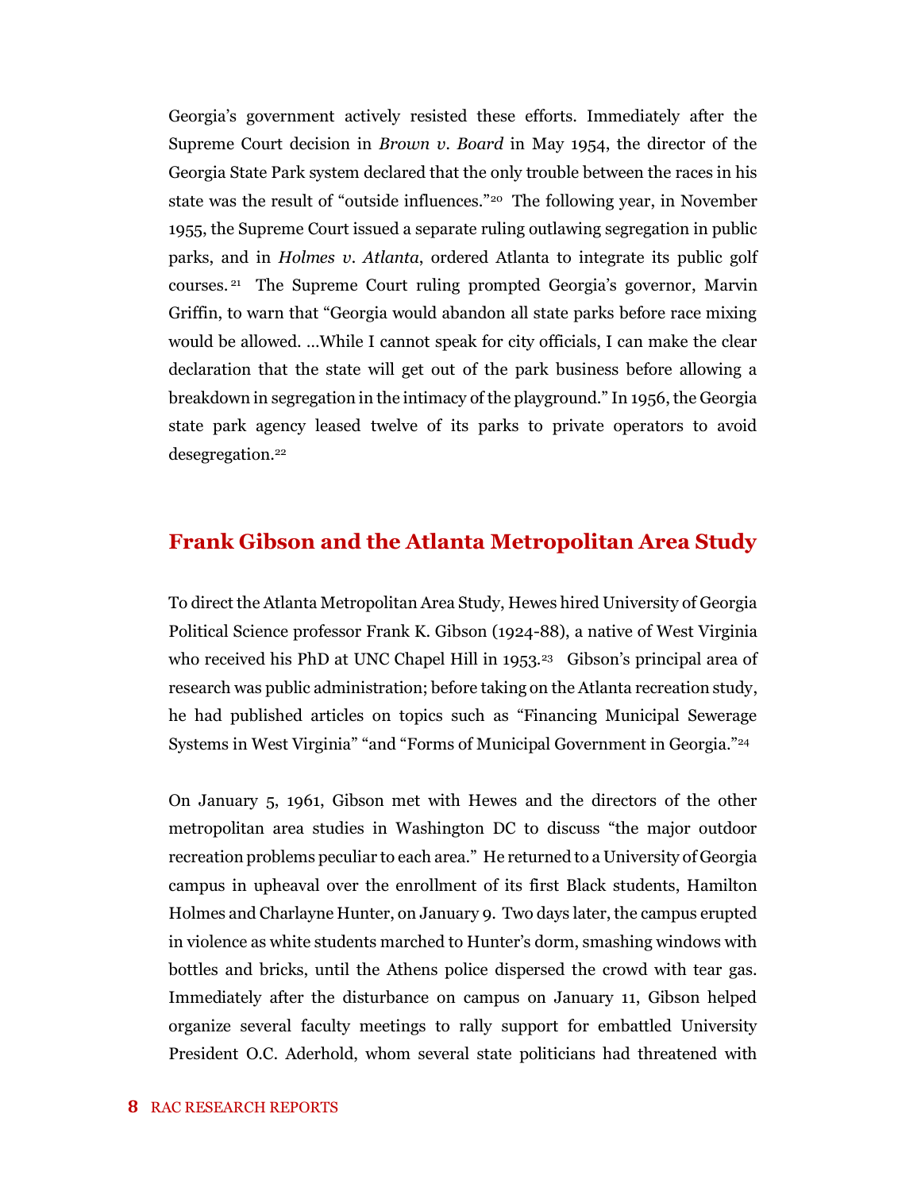Georgia's government actively resisted these efforts. Immediately after the Supreme Court decision in *Brown v. Board* in May 1954, the director of the Georgia State Park system declared that the only trouble between the races in his state was the result of "outside influences."[20] The following year, in November 1955, the Supreme Court issued a separate ruling outlawing segregation in public parks, and in *Holmes v. Atlanta*, ordered Atlanta to integrate its public golf courses.[21] The Supreme Court ruling prompted Georgia's governor, Marvin Griffin, to warn that "Georgia would abandon all state parks before race mixing would be allowed. …While I cannot speak for city officials, I can make the clear declaration that the state will get out of the park business before allowing a breakdown in segregation in the intimacy of the playground." In 1956, the Georgia state park agency leased twelve of its parks to private operators to avoid desegregation.[22]

## Frank Gibson and the Atlanta Metropolitan Area Study

To direct the Atlanta Metropolitan Area Study, Hewes hired University of Georgia Political Science professor Frank K. Gibson (1924-88), a native of West Virginia who received his PhD at UNC Chapel Hill in 1953.[23] Gibson's principal area of research was public administration; before taking on the Atlanta recreation study, he had published articles on topics such as "Financing Municipal Sewerage Systems in West Virginia" "and "Forms of Municipal Government in Georgia."[24]

On January 5, 1961, Gibson met with Hewes and the directors of the other metropolitan area studies in Washington DC to discuss "the major outdoor recreation problems peculiar to each area." He returned to a University of Georgia campus in upheaval over the enrollment of its first Black students, Hamilton Holmes and Charlayne Hunter, on January 9. Two days later, the campus erupted in violence as white students marched to Hunter's dorm, smashing windows with bottles and bricks, until the Athens police dispersed the crowd with tear gas. Immediately after the disturbance on campus on January 11, Gibson helped organize several faculty meetings to rally support for embattled University President O.C. Aderhold, whom several state politicians had threatened with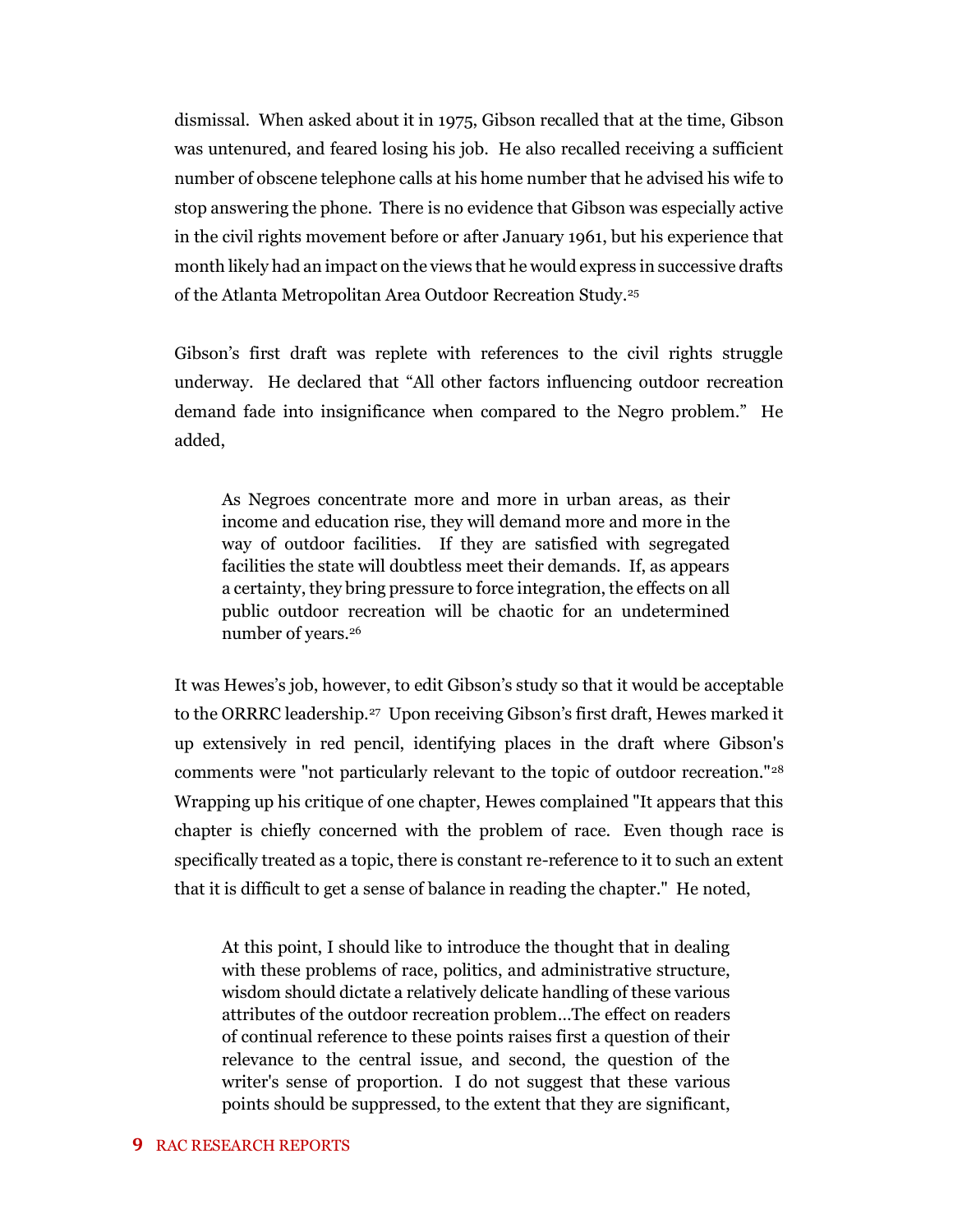dismissal. When asked about it in 1975, Gibson recalled that at the time, Gibson was untenured, and feared losing his job. He also recalled receiving a sufficient number of obscene telephone calls at his home number that he advised his wife to stop answering the phone. There is no evidence that Gibson was especially active in the civil rights movement before or after January 1961, but his experience that month likely had an impact on the views that he would express in successive drafts of the Atlanta Metropolitan Area Outdoor Recreation Study.[25]

Gibson's first draft was replete with references to the civil rights struggle underway. He declared that "All other factors influencing outdoor recreation demand fade into insignificance when compared to the Negro problem." He added,

> As Negroes concentrate more and more in urban areas, as their income and education rise, they will demand more and more in the way of outdoor facilities. If they are satisfied with segregated facilities the state will doubtless meet their demands. If, as appears a certainty, they bring pressure to force integration, the effects on all public outdoor recreation will be chaotic for an undetermined number of years.[26]

It was Hewes's job, however, to edit Gibson's study so that it would be acceptable to the ORRRC leadership.[27] Upon receiving Gibson's first draft, Hewes marked it up extensively in red pencil, identifying places in the draft where Gibson's comments were "not particularly relevant to the topic of outdoor recreation."[28] Wrapping up his critique of one chapter, Hewes complained "It appears that this chapter is chiefly concerned with the problem of race. Even though race is specifically treated as a topic, there is constant re-reference to it to such an extent that it is difficult to get a sense of balance in reading the chapter." He noted,

> At this point, I should like to introduce the thought that in dealing with these problems of race, politics, and administrative structure, wisdom should dictate a relatively delicate handling of these various attributes of the outdoor recreation problem…The effect on readers of continual reference to these points raises first a question of their relevance to the central issue, and second, the question of the writer's sense of proportion. I do not suggest that these various points should be suppressed, to the extent that they are significant,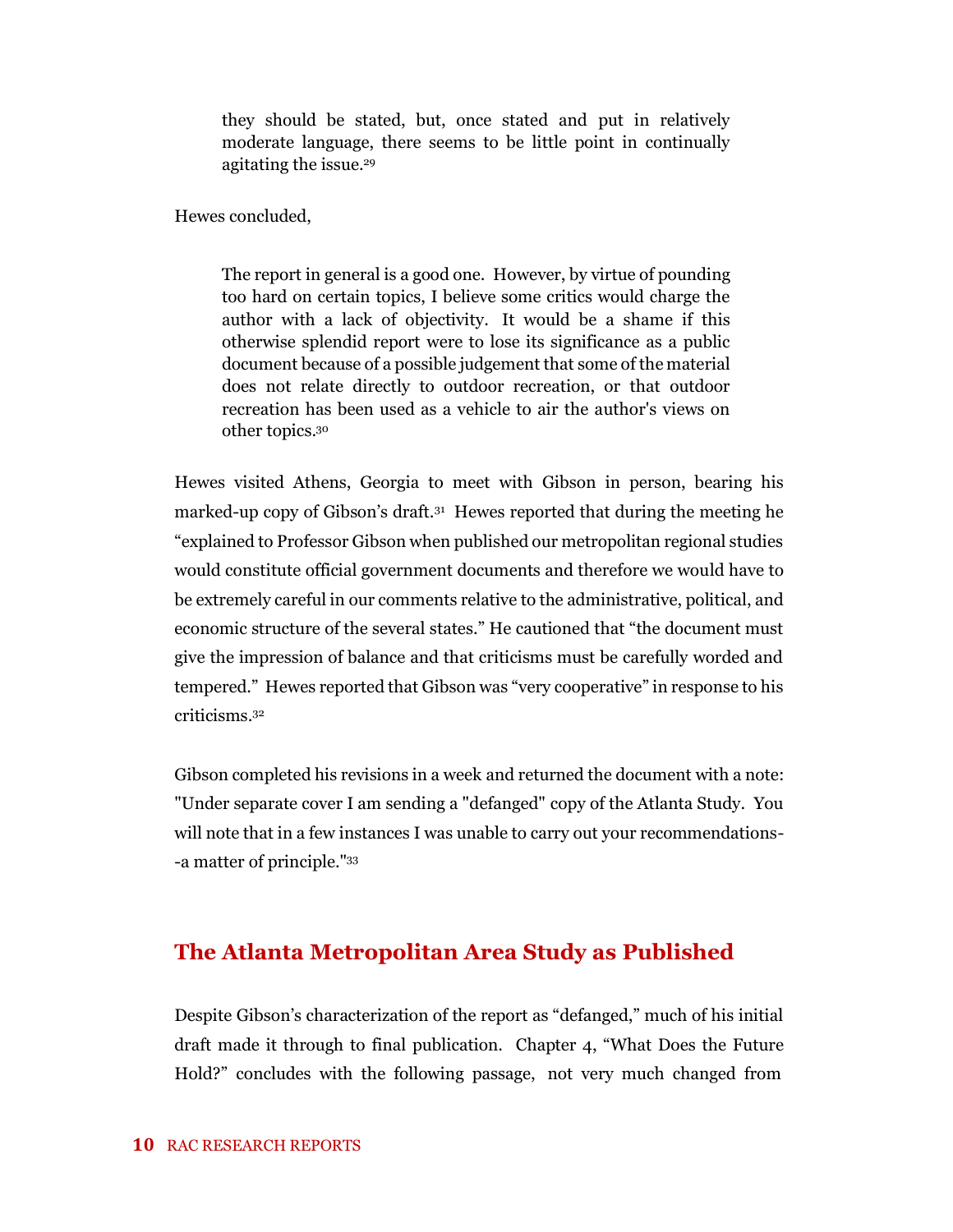> they should be stated, but, once stated and put in relatively moderate language, there seems to be little point in continually agitating the issue.[29]

Hewes concluded,

> The report in general is a good one. However, by virtue of pounding too hard on certain topics, I believe some critics would charge the author with a lack of objectivity. It would be a shame if this otherwise splendid report were to lose its significance as a public document because of a possible judgement that some of the material does not relate directly to outdoor recreation, or that outdoor recreation has been used as a vehicle to air the author's views on other topics.[30]

Hewes visited Athens, Georgia to meet with Gibson in person, bearing his marked-up copy of Gibson's draft.[31] Hewes reported that during the meeting he "explained to Professor Gibson when published our metropolitan regional studies would constitute official government documents and therefore we would have to be extremely careful in our comments relative to the administrative, political, and economic structure of the several states." He cautioned that "the document must give the impression of balance and that criticisms must be carefully worded and tempered." Hewes reported that Gibson was "very cooperative" in response to his criticisms.[32]

Gibson completed his revisions in a week and returned the document with a note: "Under separate cover I am sending a "defanged" copy of the Atlanta Study. You will note that in a few instances I was unable to carry out your recommendations--a matter of principle."[33]

## The Atlanta Metropolitan Area Study as Published

Despite Gibson's characterization of the report as "defanged," much of his initial draft made it through to final publication. Chapter 4, "What Does the Future Hold?" concludes with the following passage, not very much changed from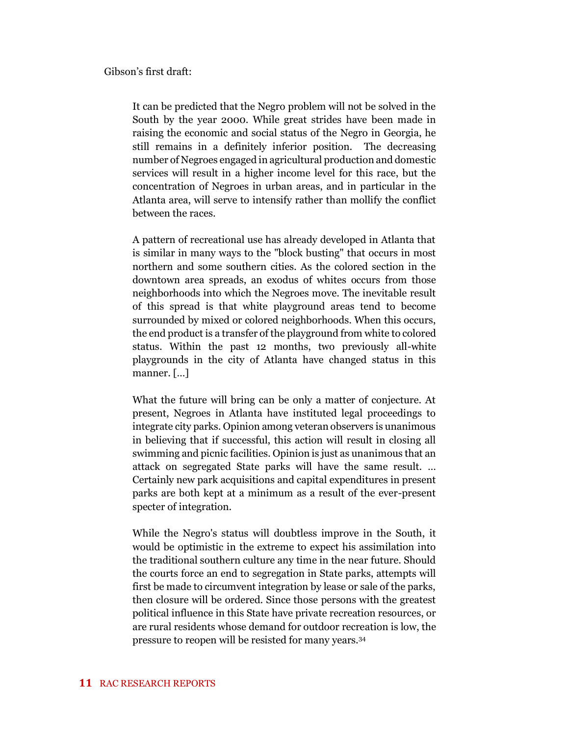Gibson's first draft:

> It can be predicted that the Negro problem will not be solved in the South by the year 2000. While great strides have been made in raising the economic and social status of the Negro in Georgia, he still remains in a definitely inferior position. The decreasing number of Negroes engaged in agricultural production and domestic services will result in a higher income level for this race, but the concentration of Negroes in urban areas, and in particular in the Atlanta area, will serve to intensify rather than mollify the conflict between the races.
>
> A pattern of recreational use has already developed in Atlanta that is similar in many ways to the "block busting" that occurs in most northern and some southern cities. As the colored section in the downtown area spreads, an exodus of whites occurs from those neighborhoods into which the Negroes move. The inevitable result of this spread is that white playground areas tend to become surrounded by mixed or colored neighborhoods. When this occurs, the end product is a transfer of the playground from white to colored status. Within the past 12 months, two previously all-white playgrounds in the city of Atlanta have changed status in this manner. [...]
>
> What the future will bring can be only a matter of conjecture. At present, Negroes in Atlanta have instituted legal proceedings to integrate city parks. Opinion among veteran observers is unanimous in believing that if successful, this action will result in closing all swimming and picnic facilities. Opinion is just as unanimous that an attack on segregated State parks will have the same result. ... Certainly new park acquisitions and capital expenditures in present parks are both kept at a minimum as a result of the ever-present specter of integration.
>
> While the Negro's status will doubtless improve in the South, it would be optimistic in the extreme to expect his assimilation into the traditional southern culture any time in the near future. Should the courts force an end to segregation in State parks, attempts will first be made to circumvent integration by lease or sale of the parks, then closure will be ordered. Since those persons with the greatest political influence in this State have private recreation resources, or are rural residents whose demand for outdoor recreation is low, the pressure to reopen will be resisted for many years.[34]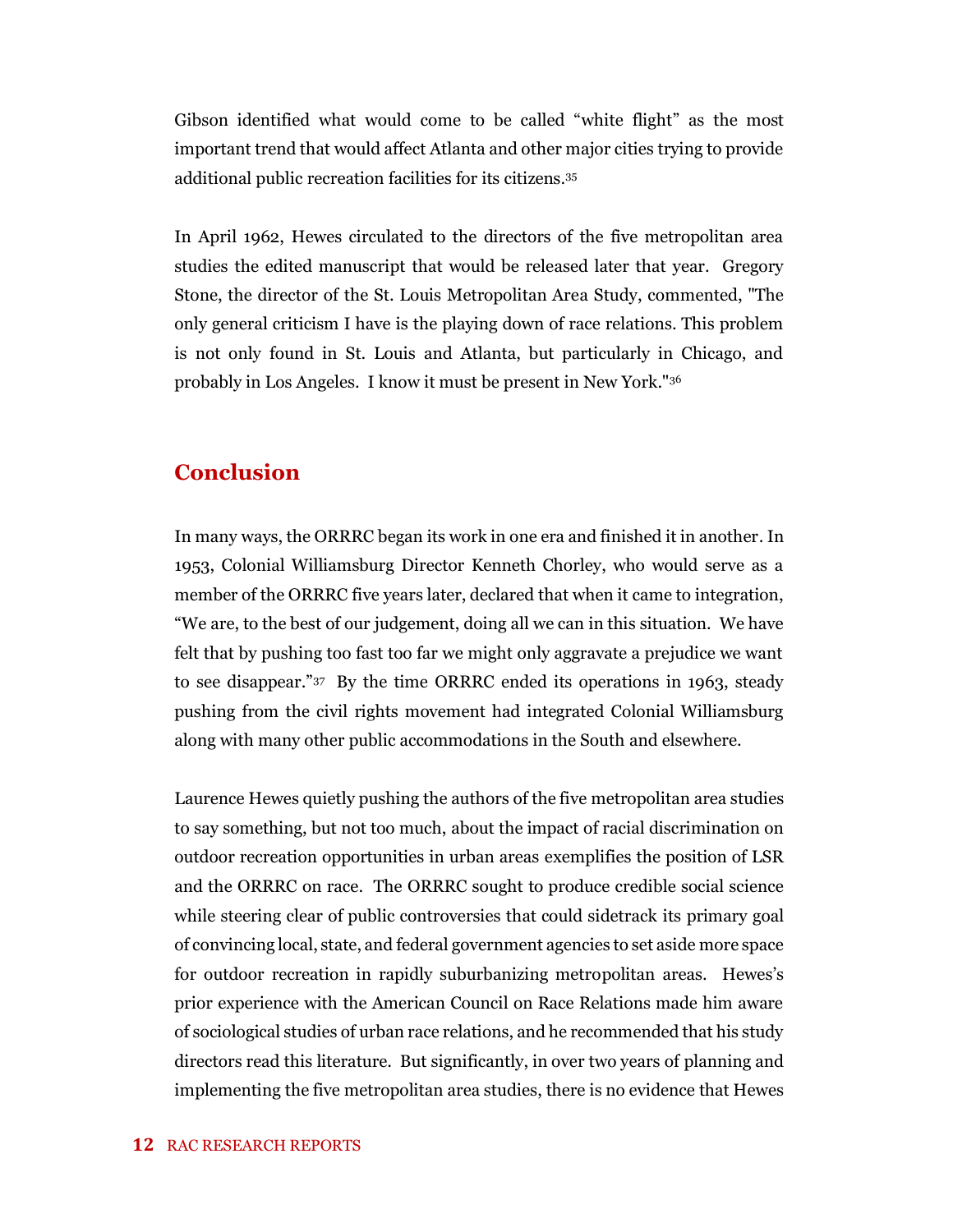Gibson identified what would come to be called "white flight" as the most important trend that would affect Atlanta and other major cities trying to provide additional public recreation facilities for its citizens.[35]

In April 1962, Hewes circulated to the directors of the five metropolitan area studies the edited manuscript that would be released later that year. Gregory Stone, the director of the St. Louis Metropolitan Area Study, commented, "The only general criticism I have is the playing down of race relations. This problem is not only found in St. Louis and Atlanta, but particularly in Chicago, and probably in Los Angeles. I know it must be present in New York."[36]

## Conclusion

In many ways, the ORRRC began its work in one era and finished it in another. In 1953, Colonial Williamsburg Director Kenneth Chorley, who would serve as a member of the ORRRC five years later, declared that when it came to integration, "We are, to the best of our judgement, doing all we can in this situation. We have felt that by pushing too fast too far we might only aggravate a prejudice we want to see disappear."[37] By the time ORRRC ended its operations in 1963, steady pushing from the civil rights movement had integrated Colonial Williamsburg along with many other public accommodations in the South and elsewhere.

Laurence Hewes quietly pushing the authors of the five metropolitan area studies to say something, but not too much, about the impact of racial discrimination on outdoor recreation opportunities in urban areas exemplifies the position of LSR and the ORRRC on race. The ORRRC sought to produce credible social science while steering clear of public controversies that could sidetrack its primary goal of convincing local, state, and federal government agencies to set aside more space for outdoor recreation in rapidly suburbanizing metropolitan areas. Hewes's prior experience with the American Council on Race Relations made him aware of sociological studies of urban race relations, and he recommended that his study directors read this literature. But significantly, in over two years of planning and implementing the five metropolitan area studies, there is no evidence that Hewes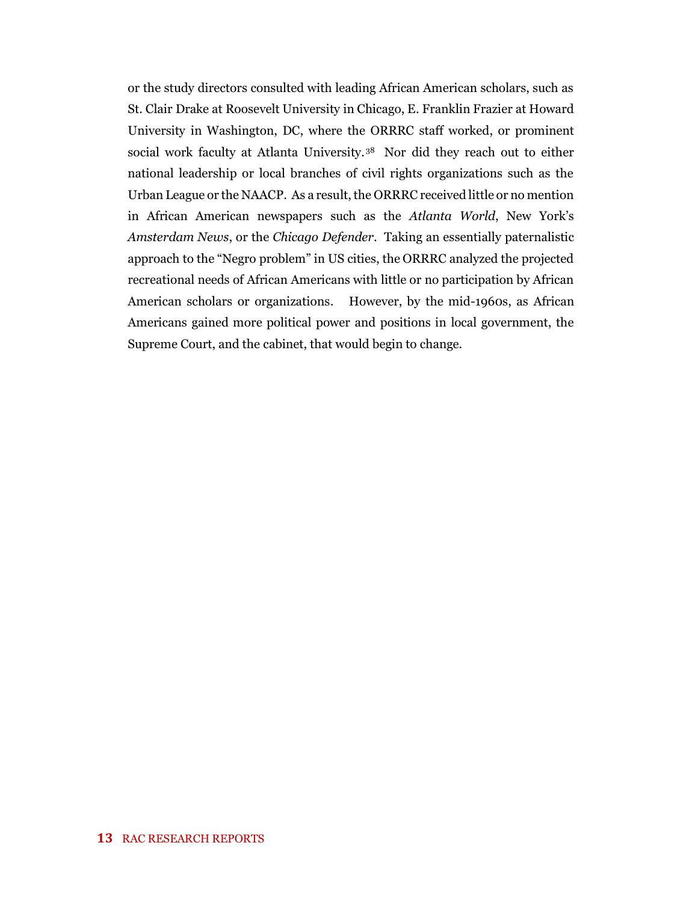or the study directors consulted with leading African American scholars, such as St. Clair Drake at Roosevelt University in Chicago, E. Franklin Frazier at Howard University in Washington, DC, where the ORRRC staff worked, or prominent social work faculty at Atlanta University.[38] Nor did they reach out to either national leadership or local branches of civil rights organizations such as the Urban League or the NAACP. As a result, the ORRRC received little or no mention in African American newspapers such as the *Atlanta World*, New York's *Amsterdam News*, or the *Chicago Defender*. Taking an essentially paternalistic approach to the "Negro problem" in US cities, the ORRRC analyzed the projected recreational needs of African Americans with little or no participation by African American scholars or organizations. However, by the mid-1960s, as African Americans gained more political power and positions in local government, the Supreme Court, and the cabinet, that would begin to change.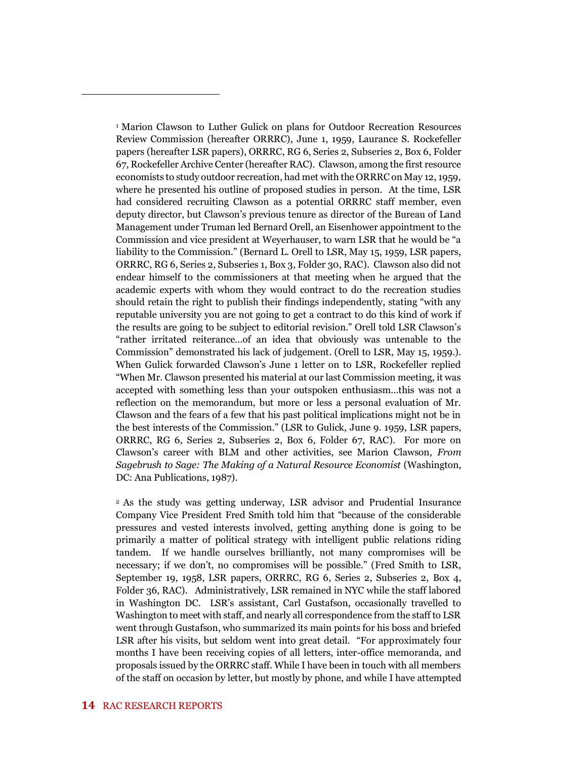[1] Marion Clawson to Luther Gulick on plans for Outdoor Recreation Resources Review Commission (hereafter ORRRC), June 1, 1959, Laurance S. Rockefeller papers (hereafter LSR papers), ORRRC, RG 6, Series 2, Subseries 2, Box 6, Folder 67, Rockefeller Archive Center (hereafter RAC). Clawson, among the first resource economists to study outdoor recreation, had met with the ORRRC on May 12, 1959, where he presented his outline of proposed studies in person. At the time, LSR had considered recruiting Clawson as a potential ORRRC staff member, even deputy director, but Clawson's previous tenure as director of the Bureau of Land Management under Truman led Bernard Orell, an Eisenhower appointment to the Commission and vice president at Weyerhauser, to warn LSR that he would be "a liability to the Commission." (Bernard L. Orell to LSR, May 15, 1959, LSR papers, ORRRC, RG 6, Series 2, Subseries 1, Box 3, Folder 30, RAC). Clawson also did not endear himself to the commissioners at that meeting when he argued that the academic experts with whom they would contract to do the recreation studies should retain the right to publish their findings independently, stating "with any reputable university you are not going to get a contract to do this kind of work if the results are going to be subject to editorial revision." Orell told LSR Clawson's "rather irritated reiterance…of an idea that obviously was untenable to the Commission" demonstrated his lack of judgement. (Orell to LSR, May 15, 1959.). When Gulick forwarded Clawson's June 1 letter on to LSR, Rockefeller replied "When Mr. Clawson presented his material at our last Commission meeting, it was accepted with something less than your outspoken enthusiasm…this was not a reflection on the memorandum, but more or less a personal evaluation of Mr. Clawson and the fears of a few that his past political implications might not be in the best interests of the Commission." (LSR to Gulick, June 9. 1959, LSR papers, ORRRC, RG 6, Series 2, Subseries 2, Box 6, Folder 67, RAC). For more on Clawson's career with BLM and other activities, see Marion Clawson, *From Sagebrush to Sage: The Making of a Natural Resource Economist* (Washington, DC: Ana Publications, 1987).

[2] As the study was getting underway, LSR advisor and Prudential Insurance Company Vice President Fred Smith told him that "because of the considerable pressures and vested interests involved, getting anything done is going to be primarily a matter of political strategy with intelligent public relations riding tandem. If we handle ourselves brilliantly, not many compromises will be necessary; if we don't, no compromises will be possible." (Fred Smith to LSR, September 19, 1958, LSR papers, ORRRC, RG 6, Series 2, Subseries 2, Box 4, Folder 36, RAC). Administratively, LSR remained in NYC while the staff labored in Washington DC. LSR's assistant, Carl Gustafson, occasionally travelled to Washington to meet with staff, and nearly all correspondence from the staff to LSR went through Gustafson, who summarized its main points for his boss and briefed LSR after his visits, but seldom went into great detail. "For approximately four months I have been receiving copies of all letters, inter-office memoranda, and proposals issued by the ORRRC staff. While I have been in touch with all members of the staff on occasion by letter, but mostly by phone, and while I have attempted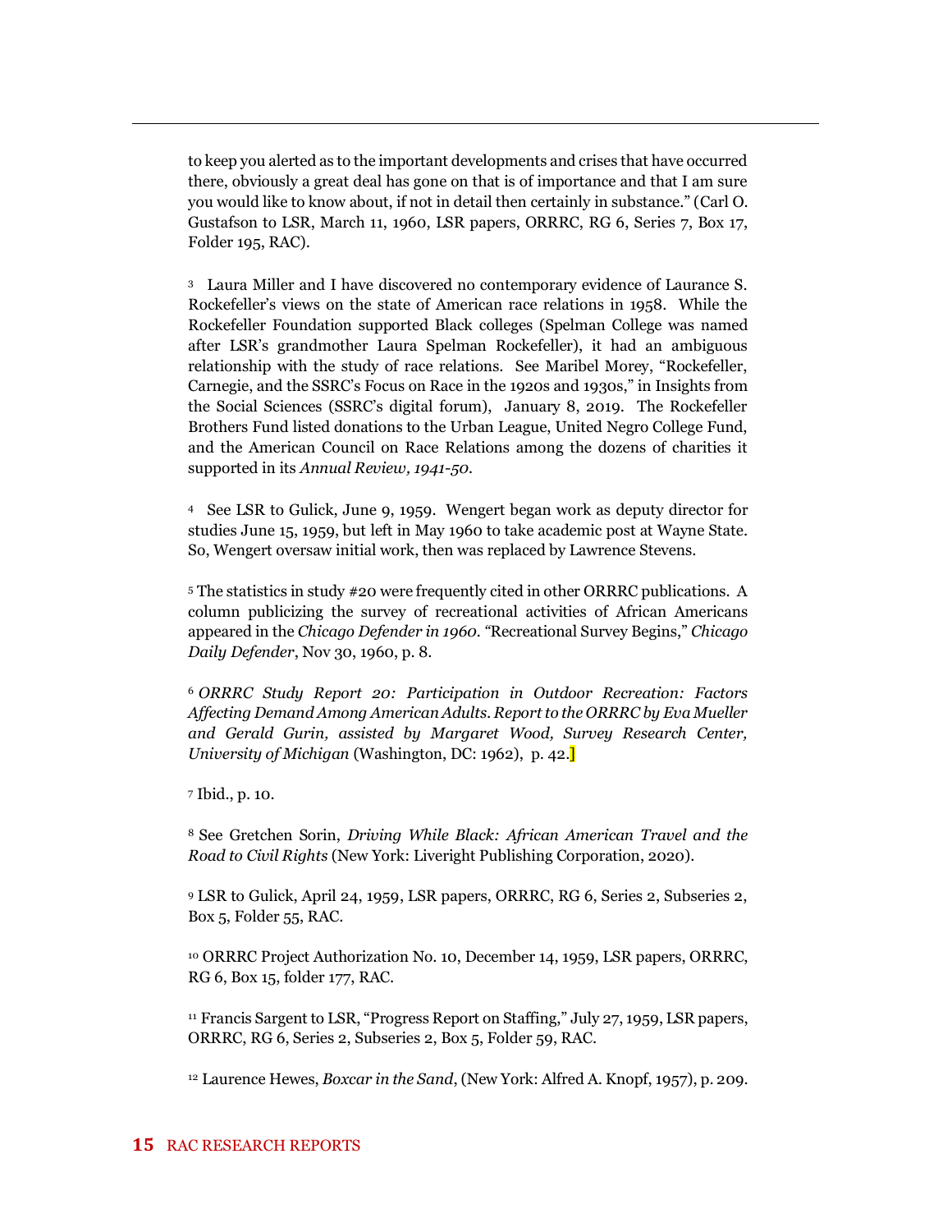to keep you alerted as to the important developments and crises that have occurred there, obviously a great deal has gone on that is of importance and that I am sure you would like to know about, if not in detail then certainly in substance." (Carl O. Gustafson to LSR, March 11, 1960, LSR papers, ORRRC, RG 6, Series 7, Box 17, Folder 195, RAC).

[3] Laura Miller and I have discovered no contemporary evidence of Laurance S. Rockefeller's views on the state of American race relations in 1958. While the Rockefeller Foundation supported Black colleges (Spelman College was named after LSR's grandmother Laura Spelman Rockefeller), it had an ambiguous relationship with the study of race relations. See Maribel Morey, "Rockefeller, Carnegie, and the SSRC's Focus on Race in the 1920s and 1930s," in Insights from the Social Sciences (SSRC's digital forum), January 8, 2019. The Rockefeller Brothers Fund listed donations to the Urban League, United Negro College Fund, and the American Council on Race Relations among the dozens of charities it supported in its *Annual Review, 1941-50*.

[4] See LSR to Gulick, June 9, 1959. Wengert began work as deputy director for studies June 15, 1959, but left in May 1960 to take academic post at Wayne State. So, Wengert oversaw initial work, then was replaced by Lawrence Stevens.

[5] The statistics in study #20 were frequently cited in other ORRRC publications. A column publicizing the survey of recreational activities of African Americans appeared in the *Chicago Defender in 1960*. "Recreational Survey Begins," *Chicago Daily Defender*, Nov 30, 1960, p. 8.

[6] *ORRRC Study Report 20: Participation in Outdoor Recreation: Factors Affecting Demand Among American Adults. Report to the ORRRC by Eva Mueller and Gerald Gurin, assisted by Margaret Wood, Survey Research Center, University of Michigan* (Washington, DC: 1962), p. 42.]

[7] Ibid., p. 10.

[8] See Gretchen Sorin, *Driving While Black: African American Travel and the Road to Civil Rights* (New York: Liveright Publishing Corporation, 2020).

[9] LSR to Gulick, April 24, 1959, LSR papers, ORRRC, RG 6, Series 2, Subseries 2, Box 5, Folder 55, RAC.

[10] ORRRC Project Authorization No. 10, December 14, 1959, LSR papers, ORRRC, RG 6, Box 15, folder 177, RAC.

[11] Francis Sargent to LSR, "Progress Report on Staffing," July 27, 1959, LSR papers, ORRRC, RG 6, Series 2, Subseries 2, Box 5, Folder 59, RAC.

[12] Laurence Hewes, *Boxcar in the Sand*, (New York: Alfred A. Knopf, 1957), p. 209.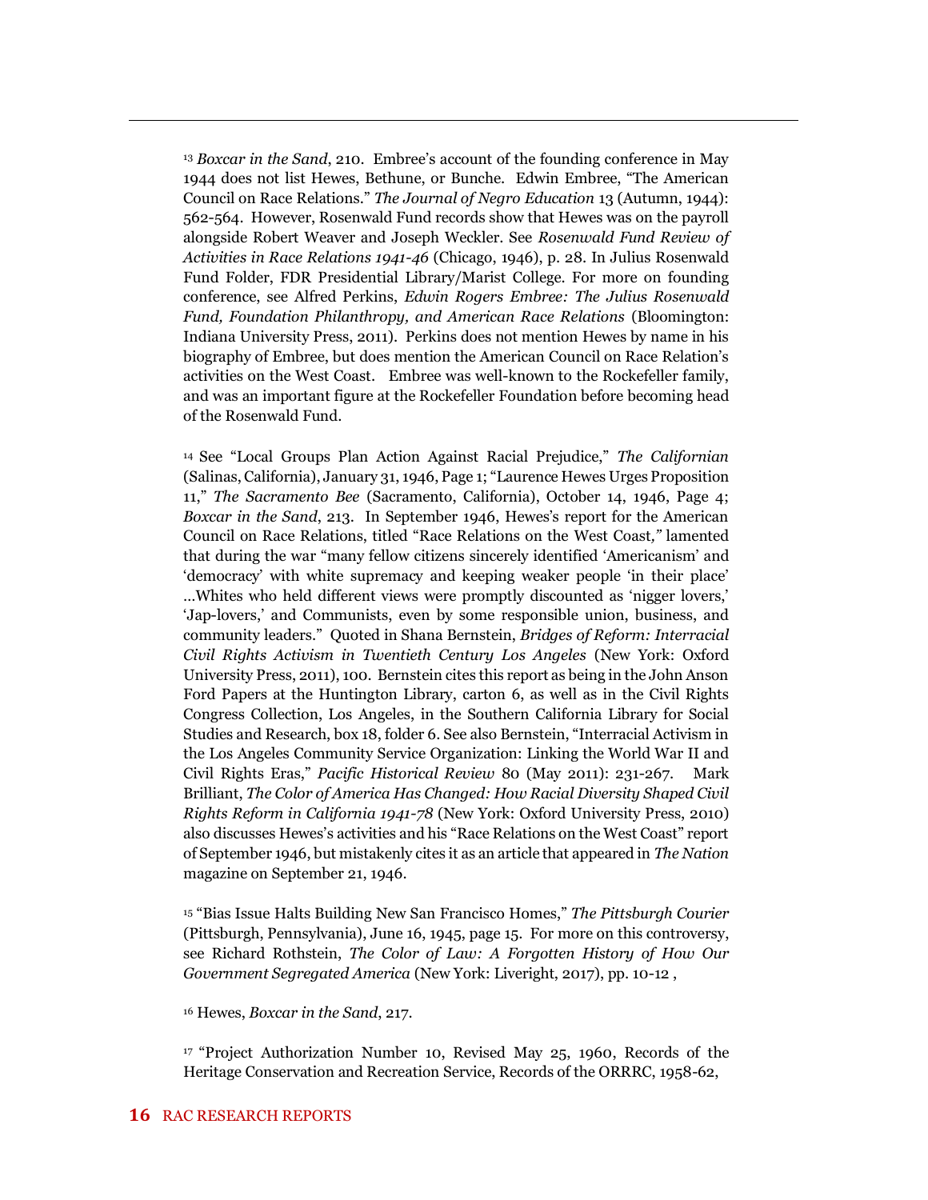[13] *Boxcar in the Sand*, 210. Embree's account of the founding conference in May 1944 does not list Hewes, Bethune, or Bunche. Edwin Embree, "The American Council on Race Relations." *The Journal of Negro Education* 13 (Autumn, 1944): 562-564. However, Rosenwald Fund records show that Hewes was on the payroll alongside Robert Weaver and Joseph Weckler. See *Rosenwald Fund Review of Activities in Race Relations 1941-46* (Chicago, 1946), p. 28. In Julius Rosenwald Fund Folder, FDR Presidential Library/Marist College. For more on founding conference, see Alfred Perkins, *Edwin Rogers Embree: The Julius Rosenwald Fund, Foundation Philanthropy, and American Race Relations* (Bloomington: Indiana University Press, 2011). Perkins does not mention Hewes by name in his biography of Embree, but does mention the American Council on Race Relation's activities on the West Coast. Embree was well-known to the Rockefeller family, and was an important figure at the Rockefeller Foundation before becoming head of the Rosenwald Fund.

[14] See "Local Groups Plan Action Against Racial Prejudice," *The Californian* (Salinas, California), January 31, 1946, Page 1; "Laurence Hewes Urges Proposition 11," *The Sacramento Bee* (Sacramento, California), October 14, 1946, Page 4; *Boxcar in the Sand*, 213. In September 1946, Hewes's report for the American Council on Race Relations, titled "Race Relations on the West Coast," lamented that during the war "many fellow citizens sincerely identified 'Americanism' and 'democracy' with white supremacy and keeping weaker people 'in their place' …Whites who held different views were promptly discounted as 'nigger lovers,' 'Jap-lovers,' and Communists, even by some responsible union, business, and community leaders." Quoted in Shana Bernstein, *Bridges of Reform: Interracial Civil Rights Activism in Twentieth Century Los Angeles* (New York: Oxford University Press, 2011), 100. Bernstein cites this report as being in the John Anson Ford Papers at the Huntington Library, carton 6, as well as in the Civil Rights Congress Collection, Los Angeles, in the Southern California Library for Social Studies and Research, box 18, folder 6. See also Bernstein, "Interracial Activism in the Los Angeles Community Service Organization: Linking the World War II and Civil Rights Eras," *Pacific Historical Review* 80 (May 2011): 231-267. Mark Brilliant, *The Color of America Has Changed: How Racial Diversity Shaped Civil Rights Reform in California 1941-78* (New York: Oxford University Press, 2010) also discusses Hewes's activities and his "Race Relations on the West Coast" report of September 1946, but mistakenly cites it as an article that appeared in *The Nation* magazine on September 21, 1946.

[15] "Bias Issue Halts Building New San Francisco Homes," *The Pittsburgh Courier* (Pittsburgh, Pennsylvania), June 16, 1945, page 15. For more on this controversy, see Richard Rothstein, *The Color of Law: A Forgotten History of How Our Government Segregated America* (New York: Liveright, 2017), pp. 10-12 ,

[16] Hewes, *Boxcar in the Sand*, 217.

[17] "Project Authorization Number 10, Revised May 25, 1960, Records of the Heritage Conservation and Recreation Service, Records of the ORRRC, 1958-62,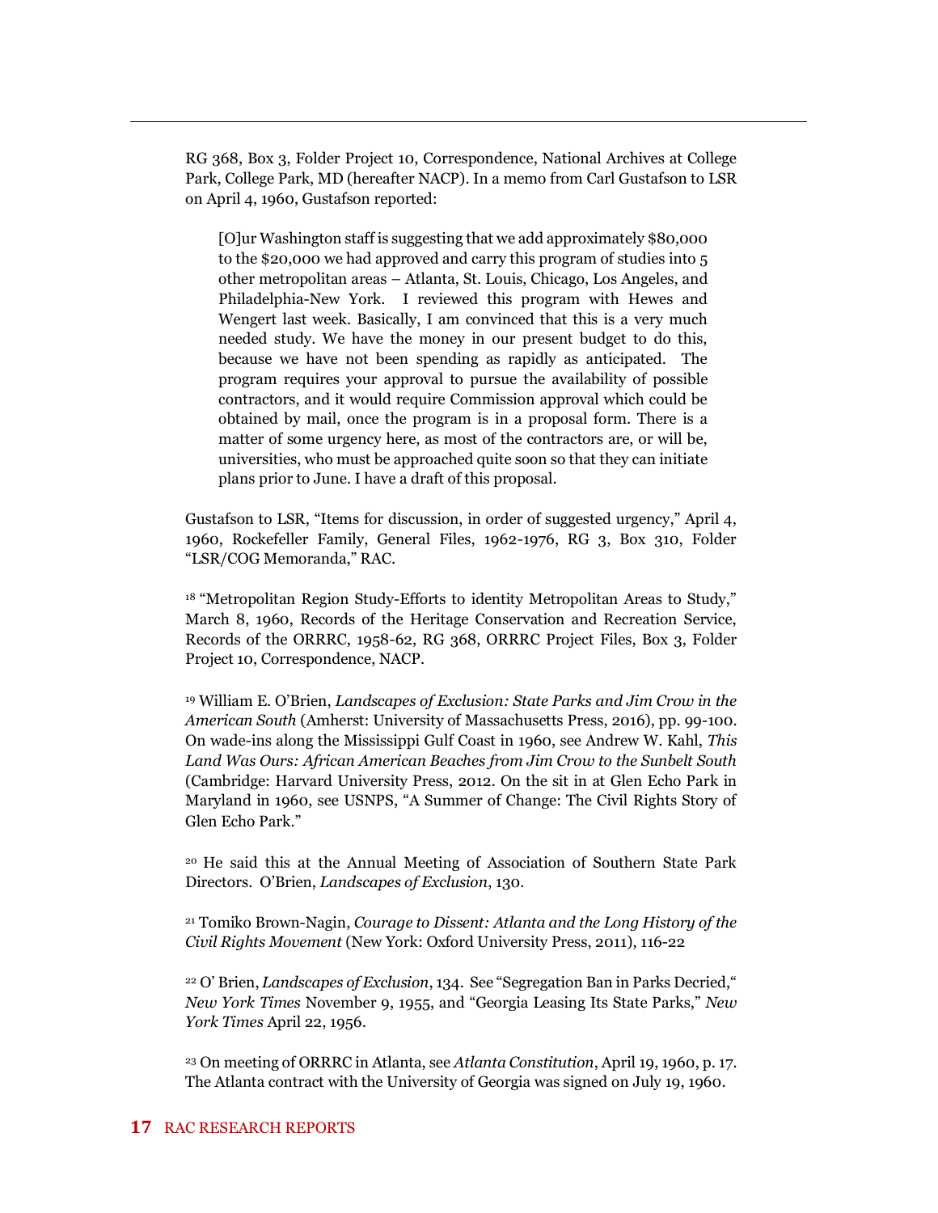RG 368, Box 3, Folder Project 10, Correspondence, National Archives at College Park, College Park, MD (hereafter NACP). In a memo from Carl Gustafson to LSR on April 4, 1960, Gustafson reported:

> [O]ur Washington staff is suggesting that we add approximately $80,000 to the $20,000 we had approved and carry this program of studies into 5 other metropolitan areas – Atlanta, St. Louis, Chicago, Los Angeles, and Philadelphia-New York. I reviewed this program with Hewes and Wengert last week. Basically, I am convinced that this is a very much needed study. We have the money in our present budget to do this, because we have not been spending as rapidly as anticipated. The program requires your approval to pursue the availability of possible contractors, and it would require Commission approval which could be obtained by mail, once the program is in a proposal form. There is a matter of some urgency here, as most of the contractors are, or will be, universities, who must be approached quite soon so that they can initiate plans prior to June. I have a draft of this proposal.

Gustafson to LSR, "Items for discussion, in order of suggested urgency," April 4, 1960, Rockefeller Family, General Files, 1962-1976, RG 3, Box 310, Folder "LSR/COG Memoranda," RAC.

[18] "Metropolitan Region Study-Efforts to identity Metropolitan Areas to Study," March 8, 1960, Records of the Heritage Conservation and Recreation Service, Records of the ORRRC, 1958-62, RG 368, ORRRC Project Files, Box 3, Folder Project 10, Correspondence, NACP.

[19] William E. O'Brien, *Landscapes of Exclusion: State Parks and Jim Crow in the American South* (Amherst: University of Massachusetts Press, 2016), pp. 99-100. On wade-ins along the Mississippi Gulf Coast in 1960, see Andrew W. Kahl, *This Land Was Ours: African American Beaches from Jim Crow to the Sunbelt South* (Cambridge: Harvard University Press, 2012. On the sit in at Glen Echo Park in Maryland in 1960, see USNPS, "A Summer of Change: The Civil Rights Story of Glen Echo Park."

[20] He said this at the Annual Meeting of Association of Southern State Park Directors. O'Brien, *Landscapes of Exclusion*, 130.

[21] Tomiko Brown-Nagin, *Courage to Dissent: Atlanta and the Long History of the Civil Rights Movement* (New York: Oxford University Press, 2011), 116-22

[22] O' Brien, *Landscapes of Exclusion*, 134. See "Segregation Ban in Parks Decried," *New York Times* November 9, 1955, and "Georgia Leasing Its State Parks," *New York Times* April 22, 1956.

[23] On meeting of ORRRC in Atlanta, see *Atlanta Constitution*, April 19, 1960, p. 17. The Atlanta contract with the University of Georgia was signed on July 19, 1960.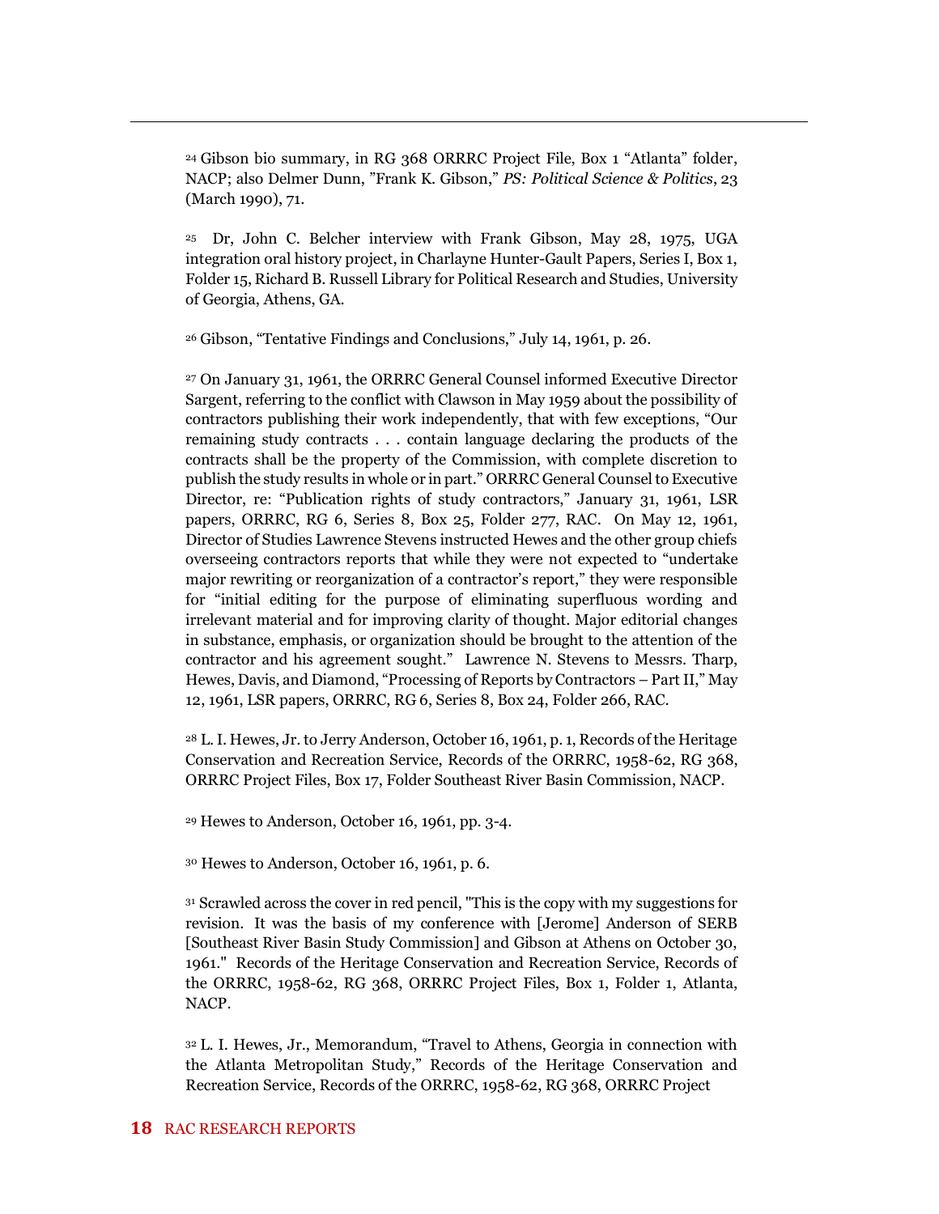[24] Gibson bio summary, in RG 368 ORRRC Project File, Box 1 "Atlanta" folder, NACP; also Delmer Dunn, "Frank K. Gibson," *PS: Political Science & Politics*, 23 (March 1990), 71.

[25] Dr, John C. Belcher interview with Frank Gibson, May 28, 1975, UGA integration oral history project, in Charlayne Hunter-Gault Papers, Series I, Box 1, Folder 15, Richard B. Russell Library for Political Research and Studies, University of Georgia, Athens, GA.

[26] Gibson, "Tentative Findings and Conclusions," July 14, 1961, p. 26.

[27] On January 31, 1961, the ORRRC General Counsel informed Executive Director Sargent, referring to the conflict with Clawson in May 1959 about the possibility of contractors publishing their work independently, that with few exceptions, "Our remaining study contracts . . . contain language declaring the products of the contracts shall be the property of the Commission, with complete discretion to publish the study results in whole or in part." ORRRC General Counsel to Executive Director, re: "Publication rights of study contractors," January 31, 1961, LSR papers, ORRRC, RG 6, Series 8, Box 25, Folder 277, RAC. On May 12, 1961, Director of Studies Lawrence Stevens instructed Hewes and the other group chiefs overseeing contractors reports that while they were not expected to "undertake major rewriting or reorganization of a contractor's report," they were responsible for "initial editing for the purpose of eliminating superfluous wording and irrelevant material and for improving clarity of thought. Major editorial changes in substance, emphasis, or organization should be brought to the attention of the contractor and his agreement sought." Lawrence N. Stevens to Messrs. Tharp, Hewes, Davis, and Diamond, "Processing of Reports by Contractors – Part II," May 12, 1961, LSR papers, ORRRC, RG 6, Series 8, Box 24, Folder 266, RAC.

[28] L. I. Hewes, Jr. to Jerry Anderson, October 16, 1961, p. 1, Records of the Heritage Conservation and Recreation Service, Records of the ORRRC, 1958-62, RG 368, ORRRC Project Files, Box 17, Folder Southeast River Basin Commission, NACP.

[29] Hewes to Anderson, October 16, 1961, pp. 3-4.

[30] Hewes to Anderson, October 16, 1961, p. 6.

[31] Scrawled across the cover in red pencil, "This is the copy with my suggestions for revision. It was the basis of my conference with [Jerome] Anderson of SERB [Southeast River Basin Study Commission] and Gibson at Athens on October 30, 1961." Records of the Heritage Conservation and Recreation Service, Records of the ORRRC, 1958-62, RG 368, ORRRC Project Files, Box 1, Folder 1, Atlanta, NACP.

[32] L. I. Hewes, Jr., Memorandum, "Travel to Athens, Georgia in connection with the Atlanta Metropolitan Study," Records of the Heritage Conservation and Recreation Service, Records of the ORRRC, 1958-62, RG 368, ORRRC Project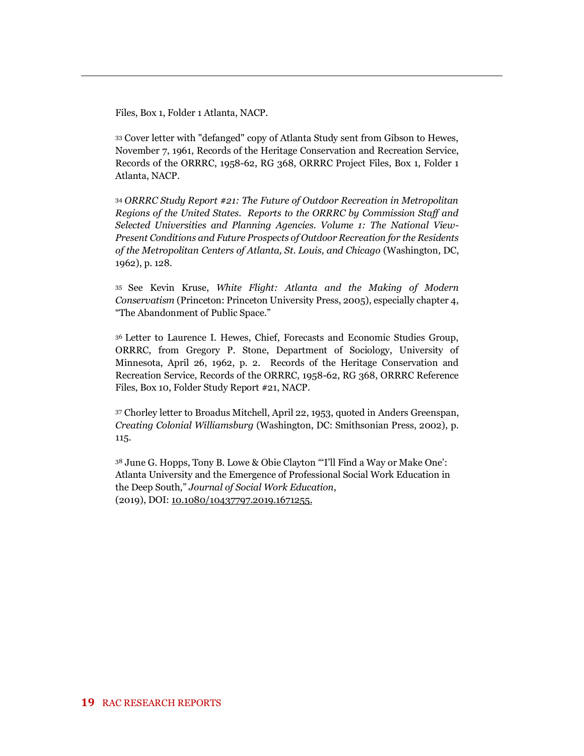Files, Box 1, Folder 1 Atlanta, NACP.

[33] Cover letter with "defanged" copy of Atlanta Study sent from Gibson to Hewes, November 7, 1961, Records of the Heritage Conservation and Recreation Service, Records of the ORRRC, 1958-62, RG 368, ORRRC Project Files, Box 1, Folder 1 Atlanta, NACP.

[34] *ORRRC Study Report #21: The Future of Outdoor Recreation in Metropolitan Regions of the United States. Reports to the ORRRC by Commission Staff and Selected Universities and Planning Agencies. Volume 1: The National View-Present Conditions and Future Prospects of Outdoor Recreation for the Residents of the Metropolitan Centers of Atlanta, St. Louis, and Chicago* (Washington, DC, 1962), p. 128.

[35] See Kevin Kruse, *White Flight: Atlanta and the Making of Modern Conservatism* (Princeton: Princeton University Press, 2005), especially chapter 4, "The Abandonment of Public Space."

[36] Letter to Laurence I. Hewes, Chief, Forecasts and Economic Studies Group, ORRRC, from Gregory P. Stone, Department of Sociology, University of Minnesota, April 26, 1962, p. 2. Records of the Heritage Conservation and Recreation Service, Records of the ORRRC, 1958-62, RG 368, ORRRC Reference Files, Box 10, Folder Study Report #21, NACP.

[37] Chorley letter to Broadus Mitchell, April 22, 1953, quoted in Anders Greenspan, *Creating Colonial Williamsburg* (Washington, DC: Smithsonian Press, 2002), p. 115.

[38] June G. Hopps, Tony B. Lowe & Obie Clayton "'I'll Find a Way or Make One': Atlanta University and the Emergence of Professional Social Work Education in the Deep South," *Journal of Social Work Education*, (2019), DOI: 10.1080/10437797.2019.1671255.